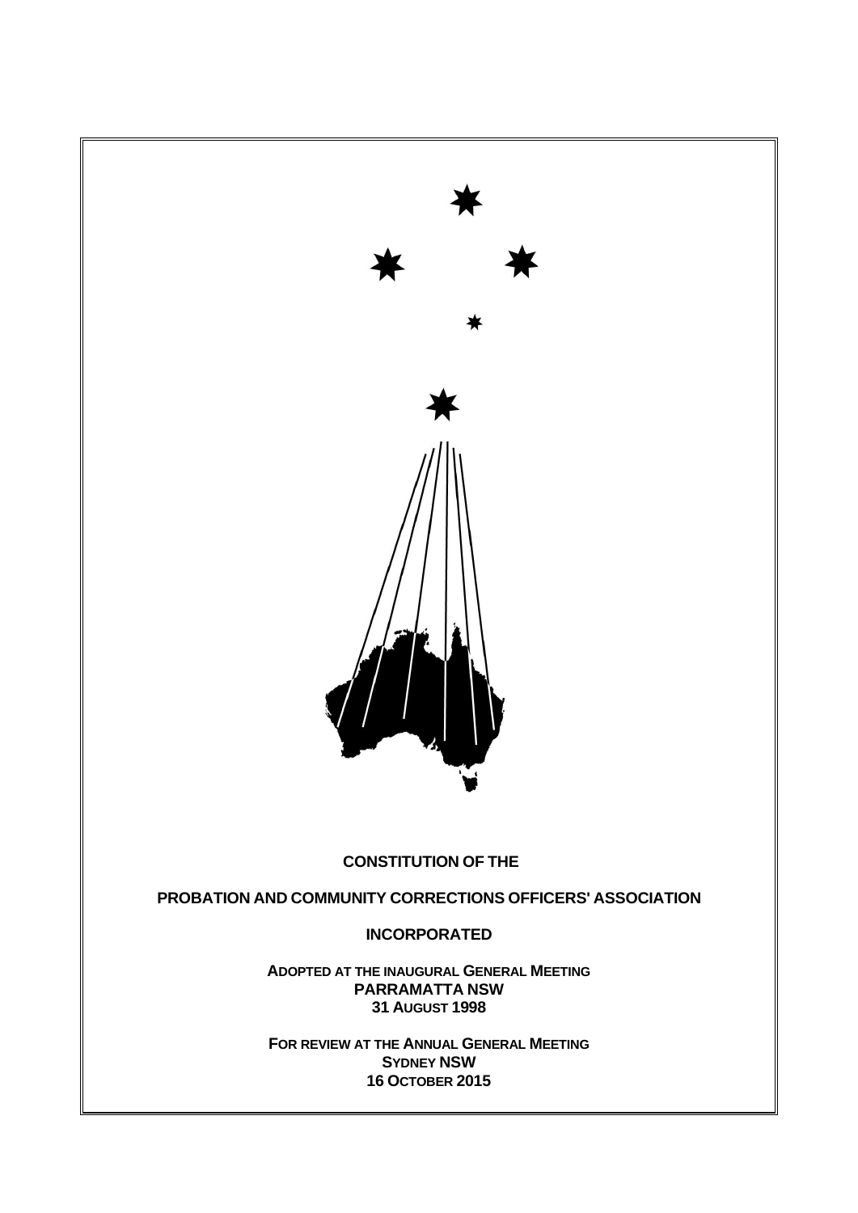# CONSTITUTION OF THE

# PROBATION AND COMMUNITY CORRECTIONS OFFICERS' ASSOCIATION

# INCORPORATED

**ADOPTED AT THE INAUGURAL GENERAL MEETING**
**PARRAMATTA NSW**
**31 AUGUST 1998**

**FOR REVIEW AT THE ANNUAL GENERAL MEETING**
**SYDNEY NSW**
**16 OCTOBER 2015**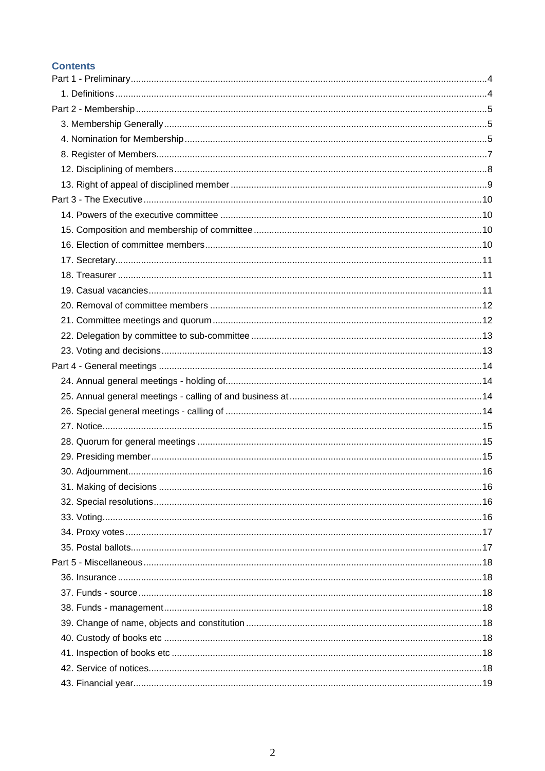## Contents

Part 1 - Preliminary ........ 4
- 1. Definitions ........ 4

Part 2 - Membership ........ 5
- 3. Membership Generally ........ 5
- 4. Nomination for Membership ........ 5
- 8. Register of Members ........ 7
- 12. Disciplining of members ........ 8
- 13. Right of appeal of disciplined member ........ 9

Part 3 - The Executive ........ 10
- 14. Powers of the executive committee ........ 10
- 15. Composition and membership of committee ........ 10
- 16. Election of committee members ........ 10
- 17. Secretary ........ 11
- 18. Treasurer ........ 11
- 19. Casual vacancies ........ 11
- 20. Removal of committee members ........ 12
- 21. Committee meetings and quorum ........ 12
- 22. Delegation by committee to sub-committee ........ 13
- 23. Voting and decisions ........ 13

Part 4 - General meetings ........ 14
- 24. Annual general meetings - holding of ........ 14
- 25. Annual general meetings - calling of and business at ........ 14
- 26. Special general meetings - calling of ........ 14
- 27. Notice ........ 15
- 28. Quorum for general meetings ........ 15
- 29. Presiding member ........ 15
- 30. Adjournment ........ 16
- 31. Making of decisions ........ 16
- 32. Special resolutions ........ 16
- 33. Voting ........ 16
- 34. Proxy votes ........ 17
- 35. Postal ballots ........ 17

Part 5 - Miscellaneous ........ 18
- 36. Insurance ........ 18
- 37. Funds - source ........ 18
- 38. Funds - management ........ 18
- 39. Change of name, objects and constitution ........ 18
- 40. Custody of books etc ........ 18
- 41. Inspection of books etc ........ 18
- 42. Service of notices ........ 18
- 43. Financial year ........ 19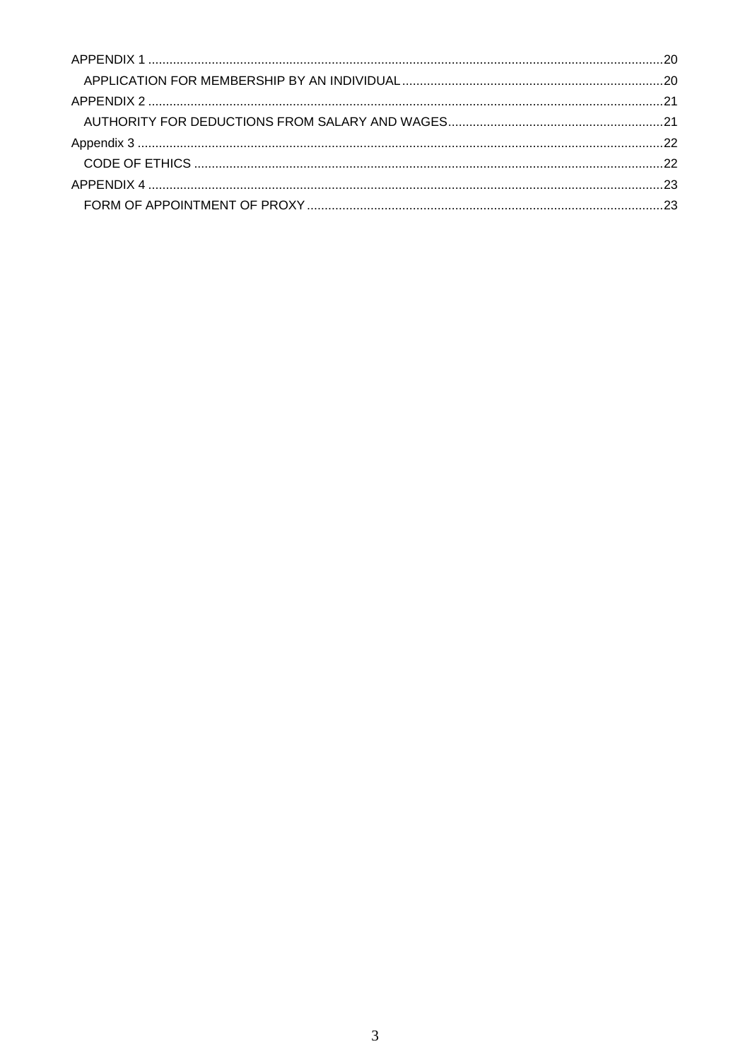APPENDIX 1 .....20
- APPLICATION FOR MEMBERSHIP BY AN INDIVIDUAL .....20

APPENDIX 2 .....21
- AUTHORITY FOR DEDUCTIONS FROM SALARY AND WAGES .....21

Appendix 3 .....22
- CODE OF ETHICS .....22

APPENDIX 4 .....23
- FORM OF APPOINTMENT OF PROXY .....23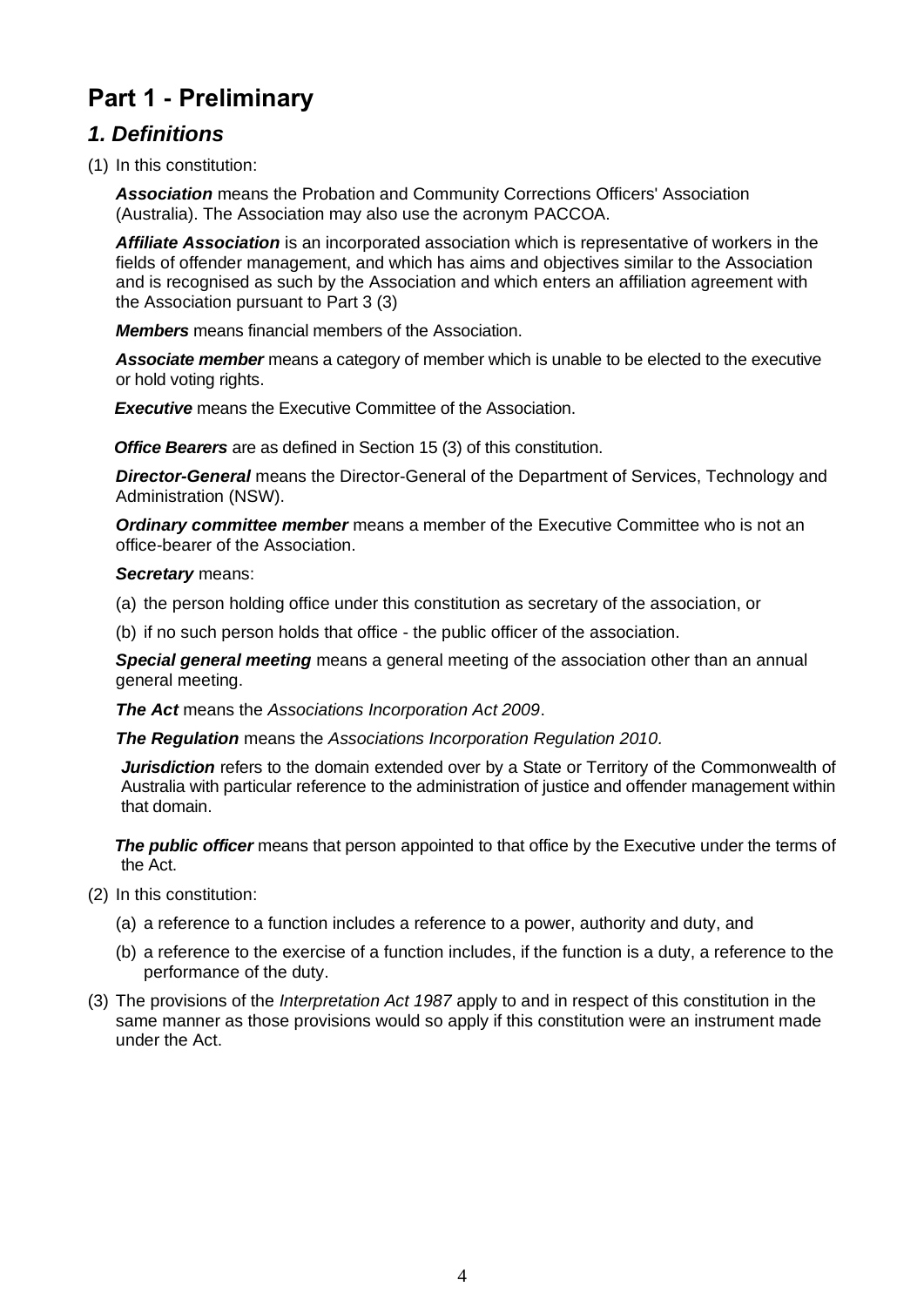# Part 1 - Preliminary

## *1. Definitions*

(1) In this constitution:

***Association*** means the Probation and Community Corrections Officers' Association (Australia). The Association may also use the acronym PACCOA.

***Affiliate Association*** is an incorporated association which is representative of workers in the fields of offender management, and which has aims and objectives similar to the Association and is recognised as such by the Association and which enters an affiliation agreement with the Association pursuant to Part 3 (3)

***Members*** means financial members of the Association.

***Associate member*** means a category of member which is unable to be elected to the executive or hold voting rights.

***Executive*** means the Executive Committee of the Association.

***Office Bearers*** are as defined in Section 15 (3) of this constitution.

***Director-General*** means the Director-General of the Department of Services, Technology and Administration (NSW).

***Ordinary committee member*** means a member of the Executive Committee who is not an office-bearer of the Association.

***Secretary*** means:

(a) the person holding office under this constitution as secretary of the association, or

(b) if no such person holds that office - the public officer of the association.

***Special general meeting*** means a general meeting of the association other than an annual general meeting.

***The Act*** means the *Associations Incorporation Act 2009*.

***The Regulation*** means the *Associations Incorporation Regulation 2010.*

***Jurisdiction*** refers to the domain extended over by a State or Territory of the Commonwealth of Australia with particular reference to the administration of justice and offender management within that domain.

***The public officer*** means that person appointed to that office by the Executive under the terms of the Act.

(2) In this constitution:

(a) a reference to a function includes a reference to a power, authority and duty, and

(b) a reference to the exercise of a function includes, if the function is a duty, a reference to the performance of the duty.

(3) The provisions of the *Interpretation Act 1987* apply to and in respect of this constitution in the same manner as those provisions would so apply if this constitution were an instrument made under the Act.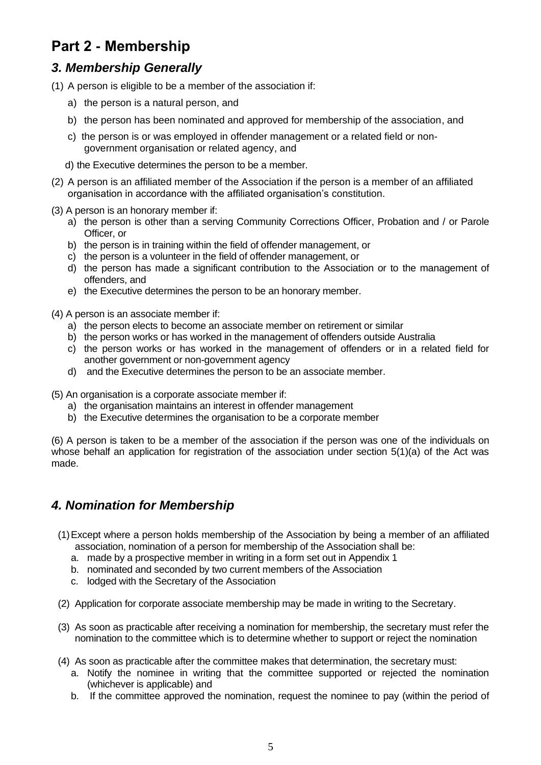# Part 2 - Membership

## *3. Membership Generally*

(1) A person is eligible to be a member of the association if:

a) the person is a natural person, and

b) the person has been nominated and approved for membership of the association, and

c) the person is or was employed in offender management or a related field or non-government organisation or related agency, and

d) the Executive determines the person to be a member.

(2) A person is an affiliated member of the Association if the person is a member of an affiliated organisation in accordance with the affiliated organisation's constitution.

(3) A person is an honorary member if:

a) the person is other than a serving Community Corrections Officer, Probation and / or Parole Officer, or
b) the person is in training within the field of offender management, or
c) the person is a volunteer in the field of offender management, or
d) the person has made a significant contribution to the Association or to the management of offenders, and
e) the Executive determines the person to be an honorary member.

(4) A person is an associate member if:

a) the person elects to become an associate member on retirement or similar
b) the person works or has worked in the management of offenders outside Australia
c) the person works or has worked in the management of offenders or in a related field for another government or non-government agency
d) and the Executive determines the person to be an associate member.

(5) An organisation is a corporate associate member if:

a) the organisation maintains an interest in offender management
b) the Executive determines the organisation to be a corporate member

(6) A person is taken to be a member of the association if the person was one of the individuals on whose behalf an application for registration of the association under section 5(1)(a) of the Act was made.

## *4. Nomination for Membership*

(1) Except where a person holds membership of the Association by being a member of an affiliated association, nomination of a person for membership of the Association shall be:

a. made by a prospective member in writing in a form set out in Appendix 1
b. nominated and seconded by two current members of the Association
c. lodged with the Secretary of the Association

(2) Application for corporate associate membership may be made in writing to the Secretary.

(3) As soon as practicable after receiving a nomination for membership, the secretary must refer the nomination to the committee which is to determine whether to support or reject the nomination

(4) As soon as practicable after the committee makes that determination, the secretary must:

a. Notify the nominee in writing that the committee supported or rejected the nomination (whichever is applicable) and
b. If the committee approved the nomination, request the nominee to pay (within the period of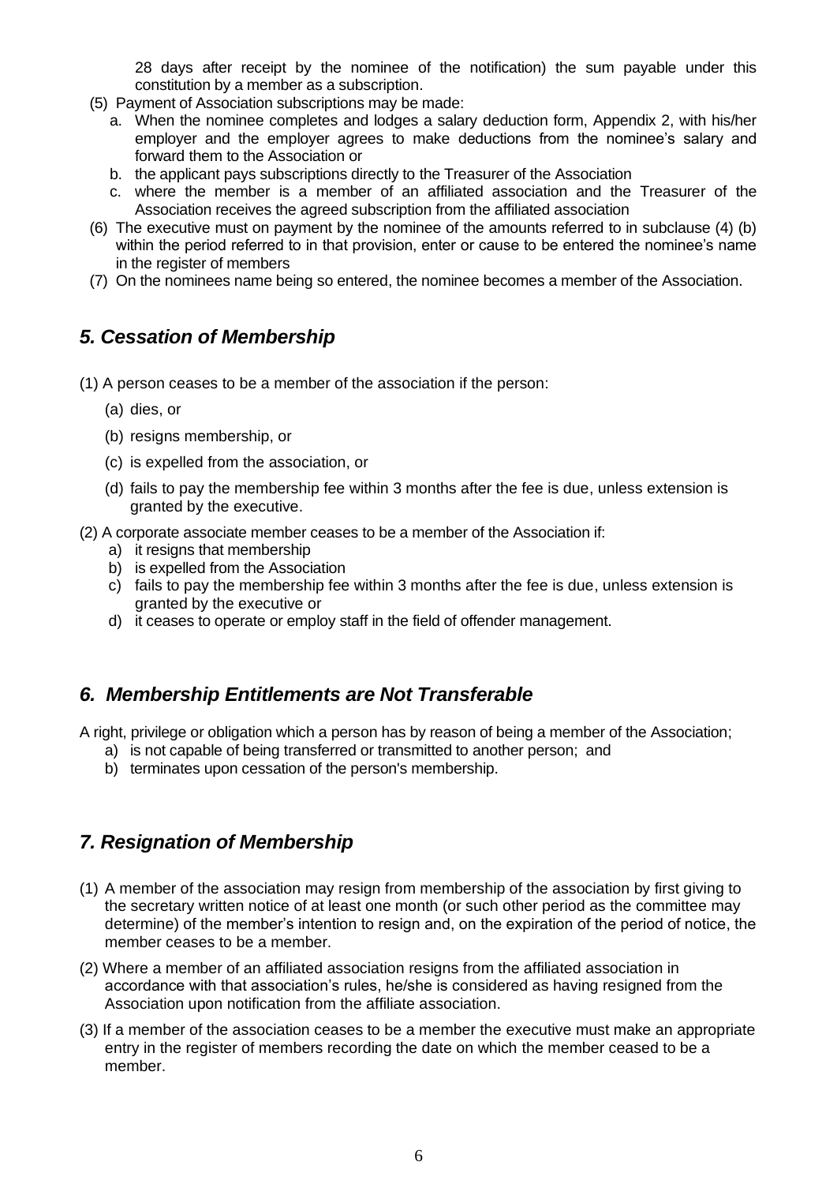28 days after receipt by the nominee of the notification) the sum payable under this constitution by a member as a subscription.

(5) Payment of Association subscriptions may be made:

a. When the nominee completes and lodges a salary deduction form, Appendix 2, with his/her employer and the employer agrees to make deductions from the nominee's salary and forward them to the Association or

b. the applicant pays subscriptions directly to the Treasurer of the Association

c. where the member is a member of an affiliated association and the Treasurer of the Association receives the agreed subscription from the affiliated association

(6) The executive must on payment by the nominee of the amounts referred to in subclause (4) (b) within the period referred to in that provision, enter or cause to be entered the nominee's name in the register of members

(7) On the nominees name being so entered, the nominee becomes a member of the Association.

## *5. Cessation of Membership*

(1) A person ceases to be a member of the association if the person:

(a) dies, or

(b) resigns membership, or

(c) is expelled from the association, or

(d) fails to pay the membership fee within 3 months after the fee is due, unless extension is granted by the executive.

(2) A corporate associate member ceases to be a member of the Association if:

a) it resigns that membership

b) is expelled from the Association

c) fails to pay the membership fee within 3 months after the fee is due, unless extension is granted by the executive or

d) it ceases to operate or employ staff in the field of offender management.

## *6. Membership Entitlements are Not Transferable*

A right, privilege or obligation which a person has by reason of being a member of the Association;

a) is not capable of being transferred or transmitted to another person; and

b) terminates upon cessation of the person's membership.

## *7. Resignation of Membership*

(1) A member of the association may resign from membership of the association by first giving to the secretary written notice of at least one month (or such other period as the committee may determine) of the member's intention to resign and, on the expiration of the period of notice, the member ceases to be a member.

(2) Where a member of an affiliated association resigns from the affiliated association in accordance with that association's rules, he/she is considered as having resigned from the Association upon notification from the affiliate association.

(3) If a member of the association ceases to be a member the executive must make an appropriate entry in the register of members recording the date on which the member ceased to be a member.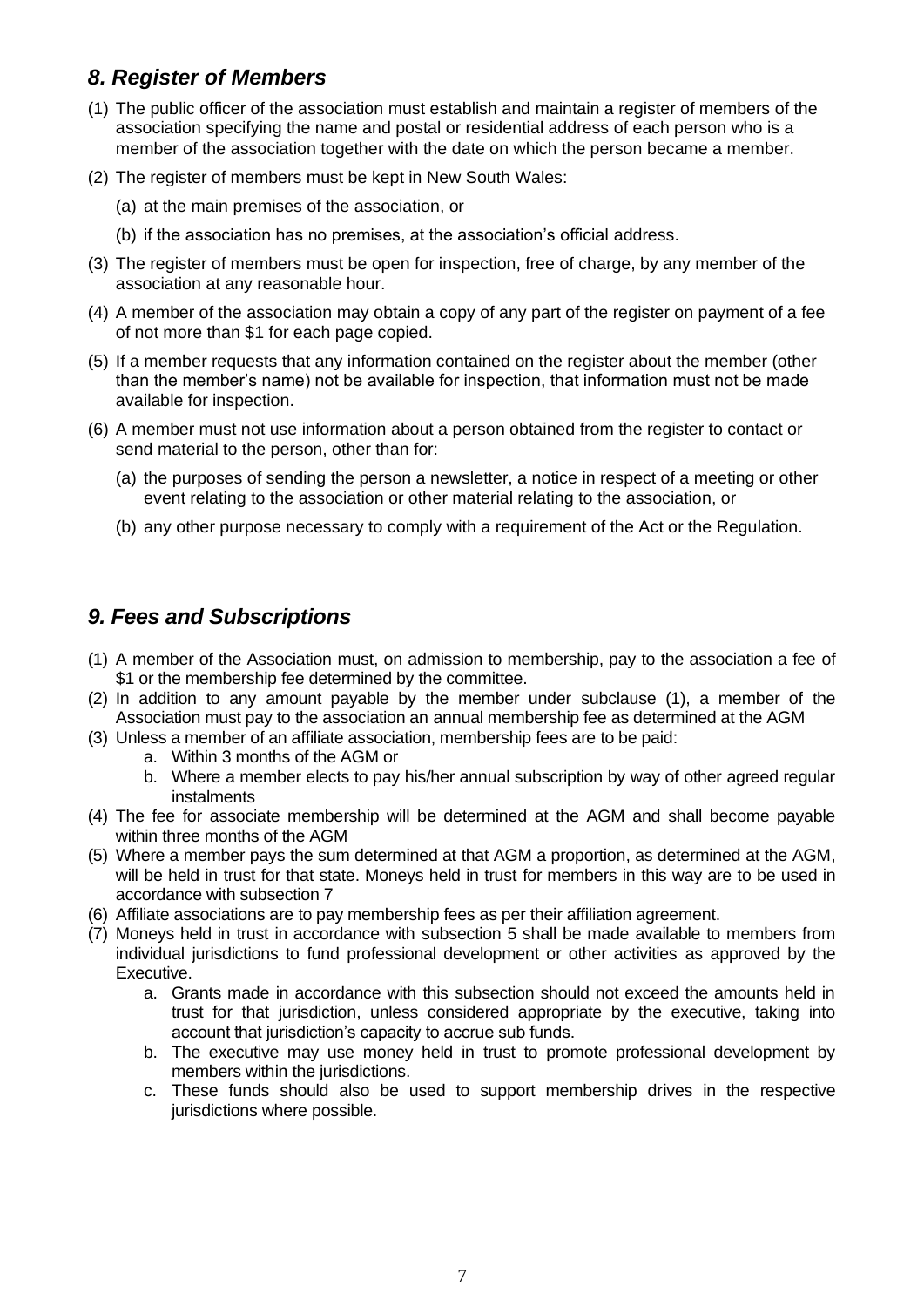## *8. Register of Members*

(1) The public officer of the association must establish and maintain a register of members of the association specifying the name and postal or residential address of each person who is a member of the association together with the date on which the person became a member.

(2) The register of members must be kept in New South Wales:

  (a) at the main premises of the association, or

  (b) if the association has no premises, at the association's official address.

(3) The register of members must be open for inspection, free of charge, by any member of the association at any reasonable hour.

(4) A member of the association may obtain a copy of any part of the register on payment of a fee of not more than $1 for each page copied.

(5) If a member requests that any information contained on the register about the member (other than the member's name) not be available for inspection, that information must not be made available for inspection.

(6) A member must not use information about a person obtained from the register to contact or send material to the person, other than for:

  (a) the purposes of sending the person a newsletter, a notice in respect of a meeting or other event relating to the association or other material relating to the association, or

  (b) any other purpose necessary to comply with a requirement of the Act or the Regulation.

## *9. Fees and Subscriptions*

(1) A member of the Association must, on admission to membership, pay to the association a fee of $1 or the membership fee determined by the committee.

(2) In addition to any amount payable by the member under subclause (1), a member of the Association must pay to the association an annual membership fee as determined at the AGM

(3) Unless a member of an affiliate association, membership fees are to be paid:
  a. Within 3 months of the AGM or
  b. Where a member elects to pay his/her annual subscription by way of other agreed regular instalments

(4) The fee for associate membership will be determined at the AGM and shall become payable within three months of the AGM

(5) Where a member pays the sum determined at that AGM a proportion, as determined at the AGM, will be held in trust for that state. Moneys held in trust for members in this way are to be used in accordance with subsection 7

(6) Affiliate associations are to pay membership fees as per their affiliation agreement.

(7) Moneys held in trust in accordance with subsection 5 shall be made available to members from individual jurisdictions to fund professional development or other activities as approved by the Executive.
  a. Grants made in accordance with this subsection should not exceed the amounts held in trust for that jurisdiction, unless considered appropriate by the executive, taking into account that jurisdiction's capacity to accrue sub funds.
  b. The executive may use money held in trust to promote professional development by members within the jurisdictions.
  c. These funds should also be used to support membership drives in the respective jurisdictions where possible.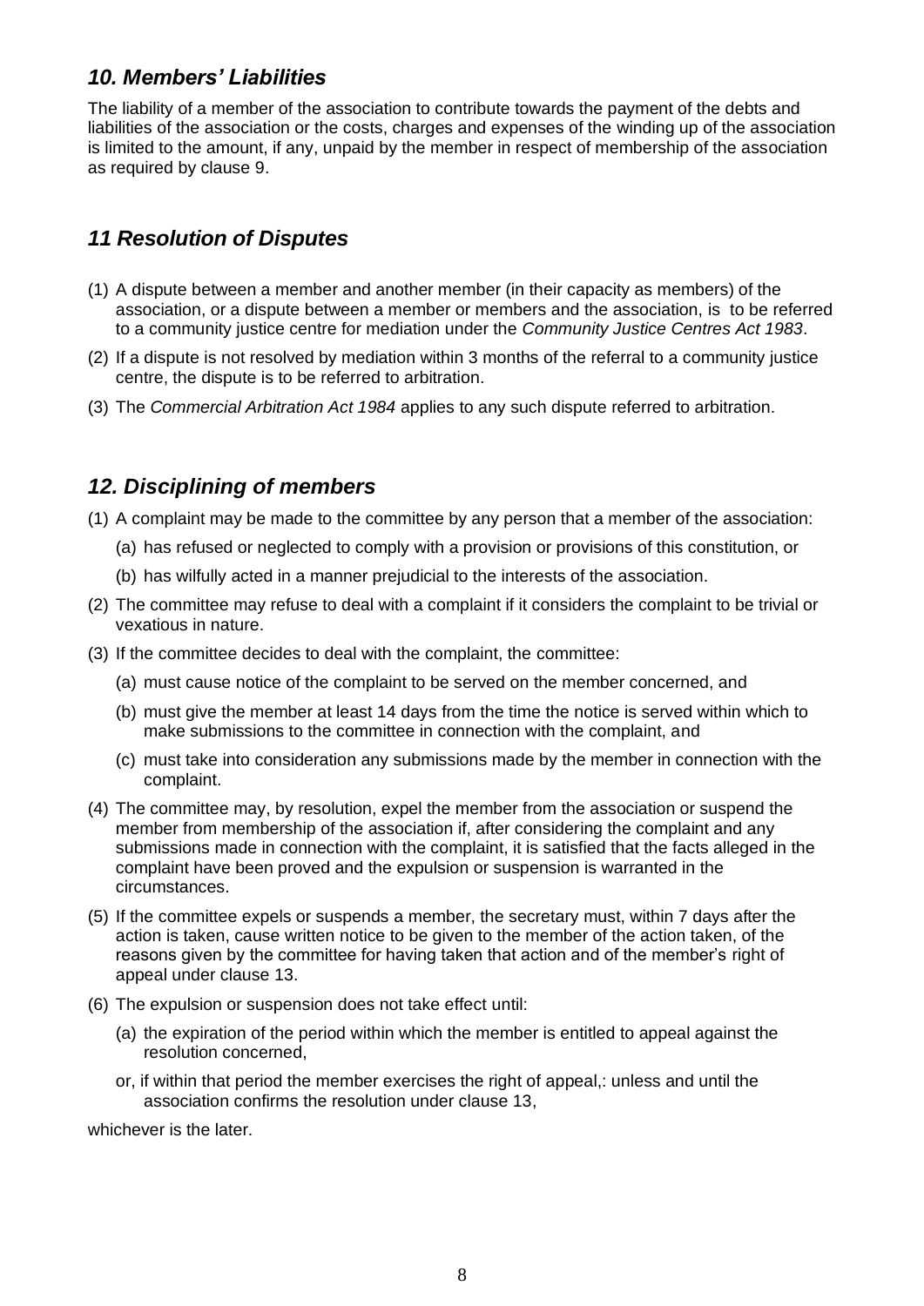## *10. Members' Liabilities*

The liability of a member of the association to contribute towards the payment of the debts and liabilities of the association or the costs, charges and expenses of the winding up of the association is limited to the amount, if any, unpaid by the member in respect of membership of the association as required by clause 9.

## *11 Resolution of Disputes*

(1) A dispute between a member and another member (in their capacity as members) of the association, or a dispute between a member or members and the association, is to be referred to a community justice centre for mediation under the *Community Justice Centres Act 1983*.

(2) If a dispute is not resolved by mediation within 3 months of the referral to a community justice centre, the dispute is to be referred to arbitration.

(3) The *Commercial Arbitration Act 1984* applies to any such dispute referred to arbitration.

## *12. Disciplining of members*

(1) A complaint may be made to the committee by any person that a member of the association:

   (a) has refused or neglected to comply with a provision or provisions of this constitution, or

   (b) has wilfully acted in a manner prejudicial to the interests of the association.

(2) The committee may refuse to deal with a complaint if it considers the complaint to be trivial or vexatious in nature.

(3) If the committee decides to deal with the complaint, the committee:

   (a) must cause notice of the complaint to be served on the member concerned, and

   (b) must give the member at least 14 days from the time the notice is served within which to make submissions to the committee in connection with the complaint, and

   (c) must take into consideration any submissions made by the member in connection with the complaint.

(4) The committee may, by resolution, expel the member from the association or suspend the member from membership of the association if, after considering the complaint and any submissions made in connection with the complaint, it is satisfied that the facts alleged in the complaint have been proved and the expulsion or suspension is warranted in the circumstances.

(5) If the committee expels or suspends a member, the secretary must, within 7 days after the action is taken, cause written notice to be given to the member of the action taken, of the reasons given by the committee for having taken that action and of the member's right of appeal under clause 13.

(6) The expulsion or suspension does not take effect until:

   (a) the expiration of the period within which the member is entitled to appeal against the resolution concerned,

   or, if within that period the member exercises the right of appeal,: unless and until the association confirms the resolution under clause 13,

whichever is the later.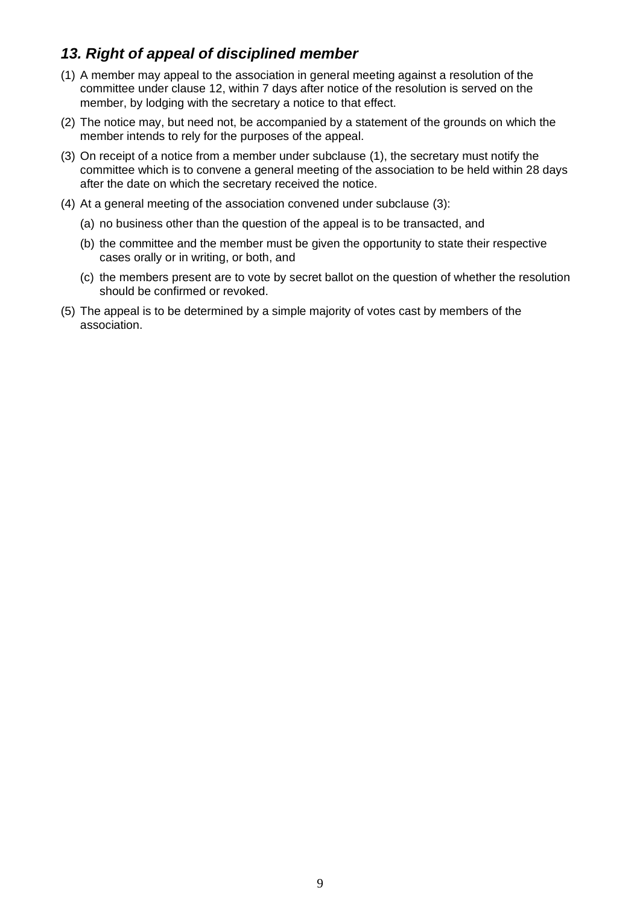## *13. Right of appeal of disciplined member*

(1) A member may appeal to the association in general meeting against a resolution of the committee under clause 12, within 7 days after notice of the resolution is served on the member, by lodging with the secretary a notice to that effect.

(2) The notice may, but need not, be accompanied by a statement of the grounds on which the member intends to rely for the purposes of the appeal.

(3) On receipt of a notice from a member under subclause (1), the secretary must notify the committee which is to convene a general meeting of the association to be held within 28 days after the date on which the secretary received the notice.

(4) At a general meeting of the association convened under subclause (3):

  (a) no business other than the question of the appeal is to be transacted, and

  (b) the committee and the member must be given the opportunity to state their respective cases orally or in writing, or both, and

  (c) the members present are to vote by secret ballot on the question of whether the resolution should be confirmed or revoked.

(5) The appeal is to be determined by a simple majority of votes cast by members of the association.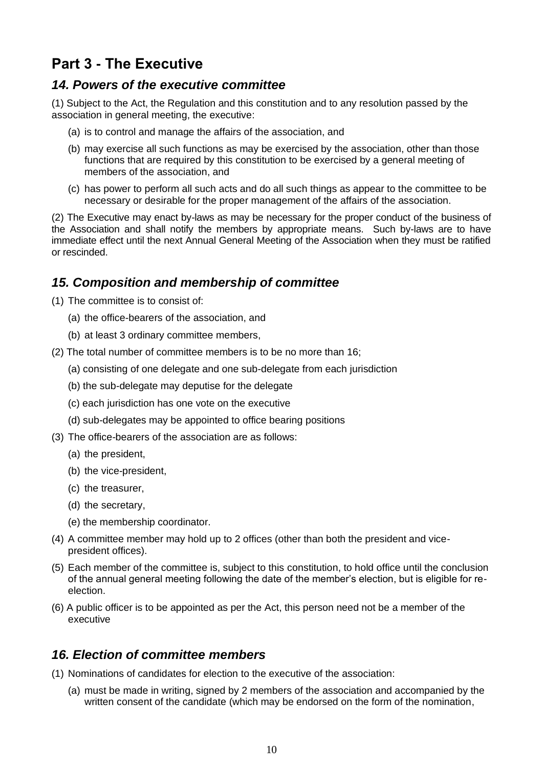# Part 3 - The Executive

## *14. Powers of the executive committee*

(1) Subject to the Act, the Regulation and this constitution and to any resolution passed by the association in general meeting, the executive:

- (a) is to control and manage the affairs of the association, and
- (b) may exercise all such functions as may be exercised by the association, other than those functions that are required by this constitution to be exercised by a general meeting of members of the association, and
- (c) has power to perform all such acts and do all such things as appear to the committee to be necessary or desirable for the proper management of the affairs of the association.

(2) The Executive may enact by-laws as may be necessary for the proper conduct of the business of the Association and shall notify the members by appropriate means. Such by-laws are to have immediate effect until the next Annual General Meeting of the Association when they must be ratified or rescinded.

## *15. Composition and membership of committee*

(1) The committee is to consist of:

- (a) the office-bearers of the association, and
- (b) at least 3 ordinary committee members,

(2) The total number of committee members is to be no more than 16;

- (a) consisting of one delegate and one sub-delegate from each jurisdiction
- (b) the sub-delegate may deputise for the delegate
- (c) each jurisdiction has one vote on the executive
- (d) sub-delegates may be appointed to office bearing positions

(3) The office-bearers of the association are as follows:

- (a) the president,
- (b) the vice-president,
- (c) the treasurer,
- (d) the secretary,
- (e) the membership coordinator.

(4) A committee member may hold up to 2 offices (other than both the president and vice-president offices).

(5) Each member of the committee is, subject to this constitution, to hold office until the conclusion of the annual general meeting following the date of the member's election, but is eligible for re-election.

(6) A public officer is to be appointed as per the Act, this person need not be a member of the executive

## *16. Election of committee members*

(1) Nominations of candidates for election to the executive of the association:

- (a) must be made in writing, signed by 2 members of the association and accompanied by the written consent of the candidate (which may be endorsed on the form of the nomination,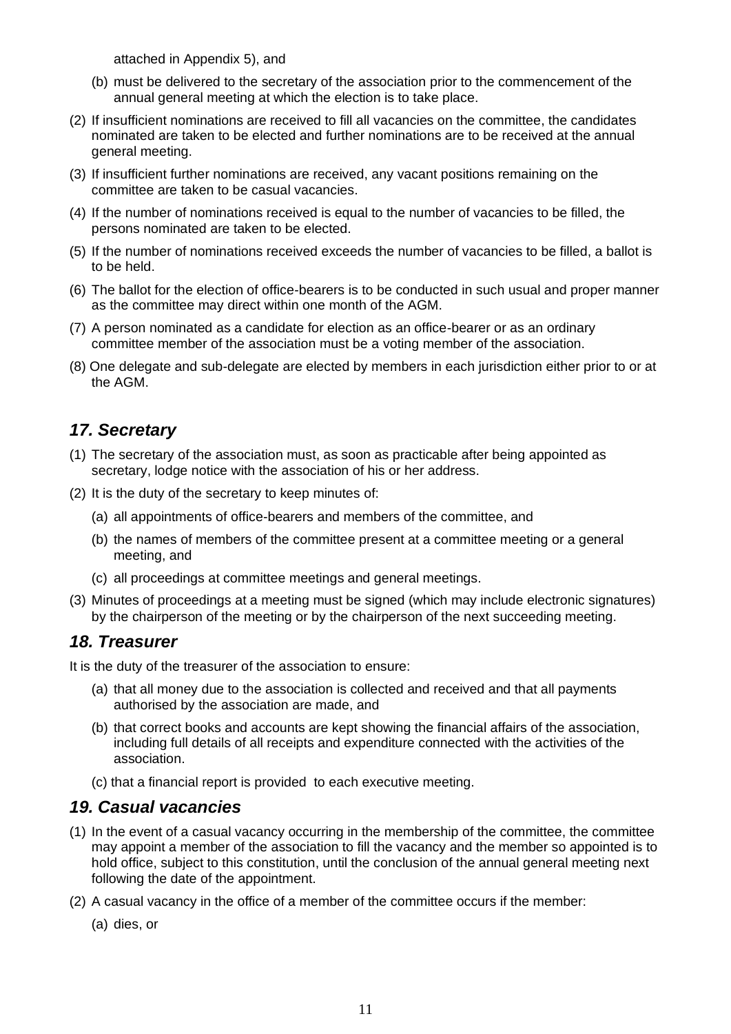attached in Appendix 5), and

(b) must be delivered to the secretary of the association prior to the commencement of the annual general meeting at which the election is to take place.

(2) If insufficient nominations are received to fill all vacancies on the committee, the candidates nominated are taken to be elected and further nominations are to be received at the annual general meeting.

(3) If insufficient further nominations are received, any vacant positions remaining on the committee are taken to be casual vacancies.

(4) If the number of nominations received is equal to the number of vacancies to be filled, the persons nominated are taken to be elected.

(5) If the number of nominations received exceeds the number of vacancies to be filled, a ballot is to be held.

(6) The ballot for the election of office-bearers is to be conducted in such usual and proper manner as the committee may direct within one month of the AGM.

(7) A person nominated as a candidate for election as an office-bearer or as an ordinary committee member of the association must be a voting member of the association.

(8) One delegate and sub-delegate are elected by members in each jurisdiction either prior to or at the AGM.

## *17. Secretary*

(1) The secretary of the association must, as soon as practicable after being appointed as secretary, lodge notice with the association of his or her address.

(2) It is the duty of the secretary to keep minutes of:

(a) all appointments of office-bearers and members of the committee, and

(b) the names of members of the committee present at a committee meeting or a general meeting, and

(c) all proceedings at committee meetings and general meetings.

(3) Minutes of proceedings at a meeting must be signed (which may include electronic signatures) by the chairperson of the meeting or by the chairperson of the next succeeding meeting.

## *18. Treasurer*

It is the duty of the treasurer of the association to ensure:

(a) that all money due to the association is collected and received and that all payments authorised by the association are made, and

(b) that correct books and accounts are kept showing the financial affairs of the association, including full details of all receipts and expenditure connected with the activities of the association.

(c) that a financial report is provided to each executive meeting.

## *19. Casual vacancies*

(1) In the event of a casual vacancy occurring in the membership of the committee, the committee may appoint a member of the association to fill the vacancy and the member so appointed is to hold office, subject to this constitution, until the conclusion of the annual general meeting next following the date of the appointment.

(2) A casual vacancy in the office of a member of the committee occurs if the member:

(a) dies, or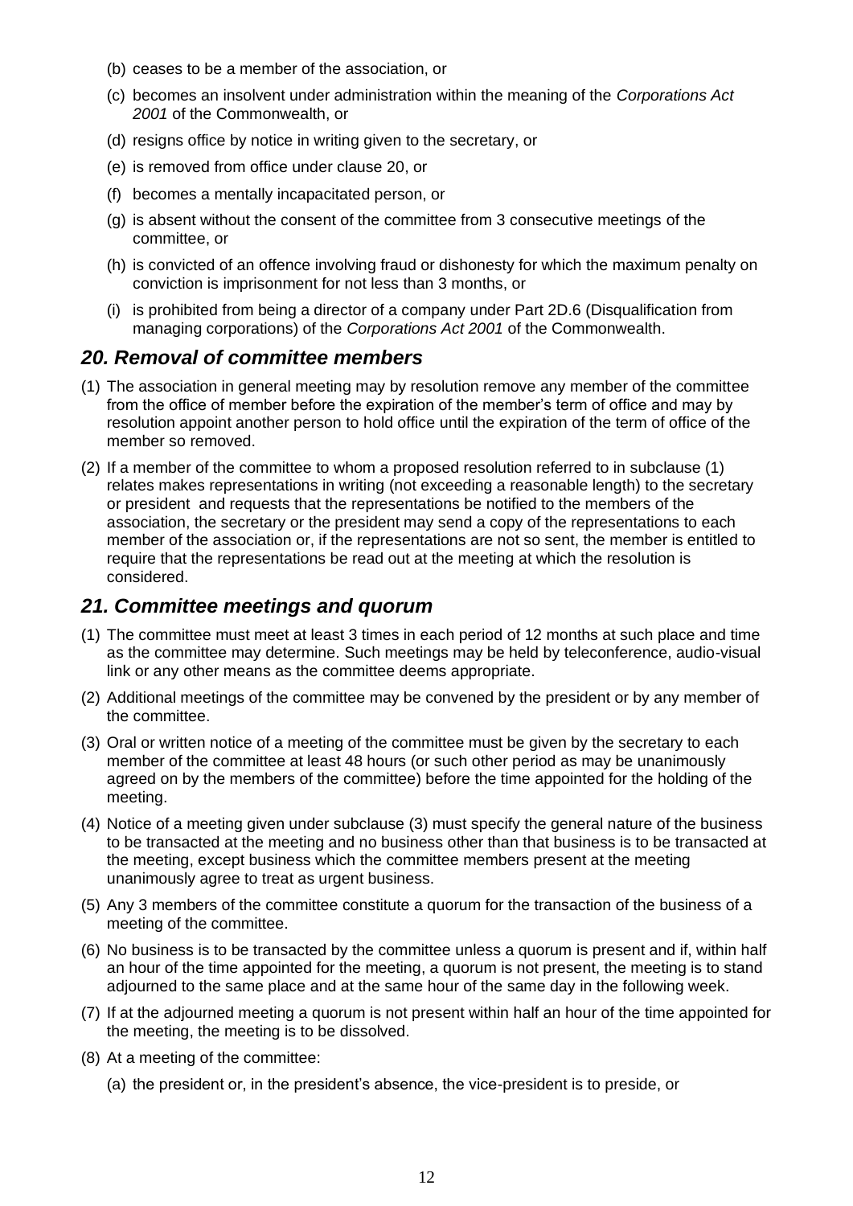(b) ceases to be a member of the association, or

(c) becomes an insolvent under administration within the meaning of the *Corporations Act 2001* of the Commonwealth, or

(d) resigns office by notice in writing given to the secretary, or

(e) is removed from office under clause 20, or

(f) becomes a mentally incapacitated person, or

(g) is absent without the consent of the committee from 3 consecutive meetings of the committee, or

(h) is convicted of an offence involving fraud or dishonesty for which the maximum penalty on conviction is imprisonment for not less than 3 months, or

(i) is prohibited from being a director of a company under Part 2D.6 (Disqualification from managing corporations) of the *Corporations Act 2001* of the Commonwealth.

## *20. Removal of committee members*

(1) The association in general meeting may by resolution remove any member of the committee from the office of member before the expiration of the member's term of office and may by resolution appoint another person to hold office until the expiration of the term of office of the member so removed.

(2) If a member of the committee to whom a proposed resolution referred to in subclause (1) relates makes representations in writing (not exceeding a reasonable length) to the secretary or president and requests that the representations be notified to the members of the association, the secretary or the president may send a copy of the representations to each member of the association or, if the representations are not so sent, the member is entitled to require that the representations be read out at the meeting at which the resolution is considered.

## *21. Committee meetings and quorum*

(1) The committee must meet at least 3 times in each period of 12 months at such place and time as the committee may determine. Such meetings may be held by teleconference, audio-visual link or any other means as the committee deems appropriate.

(2) Additional meetings of the committee may be convened by the president or by any member of the committee.

(3) Oral or written notice of a meeting of the committee must be given by the secretary to each member of the committee at least 48 hours (or such other period as may be unanimously agreed on by the members of the committee) before the time appointed for the holding of the meeting.

(4) Notice of a meeting given under subclause (3) must specify the general nature of the business to be transacted at the meeting and no business other than that business is to be transacted at the meeting, except business which the committee members present at the meeting unanimously agree to treat as urgent business.

(5) Any 3 members of the committee constitute a quorum for the transaction of the business of a meeting of the committee.

(6) No business is to be transacted by the committee unless a quorum is present and if, within half an hour of the time appointed for the meeting, a quorum is not present, the meeting is to stand adjourned to the same place and at the same hour of the same day in the following week.

(7) If at the adjourned meeting a quorum is not present within half an hour of the time appointed for the meeting, the meeting is to be dissolved.

(8) At a meeting of the committee:

(a) the president or, in the president's absence, the vice-president is to preside, or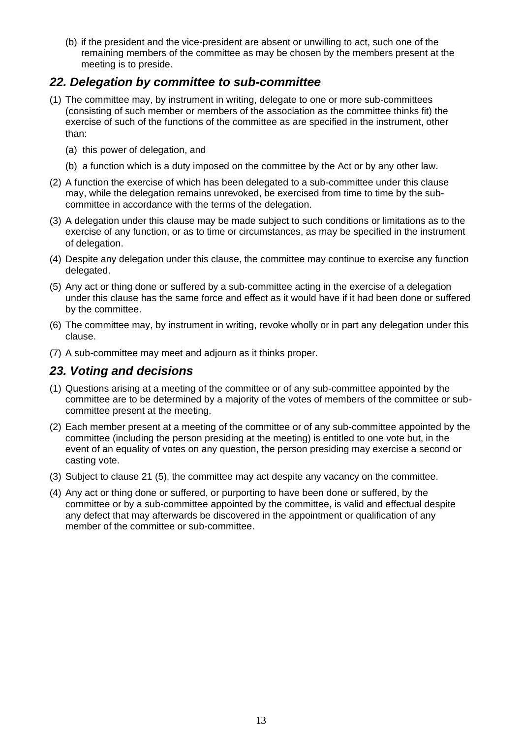(b) if the president and the vice-president are absent or unwilling to act, such one of the remaining members of the committee as may be chosen by the members present at the meeting is to preside.

## *22. Delegation by committee to sub-committee*

(1) The committee may, by instrument in writing, delegate to one or more sub-committees (consisting of such member or members of the association as the committee thinks fit) the exercise of such of the functions of the committee as are specified in the instrument, other than:

(a) this power of delegation, and

(b) a function which is a duty imposed on the committee by the Act or by any other law.

(2) A function the exercise of which has been delegated to a sub-committee under this clause may, while the delegation remains unrevoked, be exercised from time to time by the sub-committee in accordance with the terms of the delegation.

(3) A delegation under this clause may be made subject to such conditions or limitations as to the exercise of any function, or as to time or circumstances, as may be specified in the instrument of delegation.

(4) Despite any delegation under this clause, the committee may continue to exercise any function delegated.

(5) Any act or thing done or suffered by a sub-committee acting in the exercise of a delegation under this clause has the same force and effect as it would have if it had been done or suffered by the committee.

(6) The committee may, by instrument in writing, revoke wholly or in part any delegation under this clause.

(7) A sub-committee may meet and adjourn as it thinks proper.

## *23. Voting and decisions*

(1) Questions arising at a meeting of the committee or of any sub-committee appointed by the committee are to be determined by a majority of the votes of members of the committee or sub-committee present at the meeting.

(2) Each member present at a meeting of the committee or of any sub-committee appointed by the committee (including the person presiding at the meeting) is entitled to one vote but, in the event of an equality of votes on any question, the person presiding may exercise a second or casting vote.

(3) Subject to clause 21 (5), the committee may act despite any vacancy on the committee.

(4) Any act or thing done or suffered, or purporting to have been done or suffered, by the committee or by a sub-committee appointed by the committee, is valid and effectual despite any defect that may afterwards be discovered in the appointment or qualification of any member of the committee or sub-committee.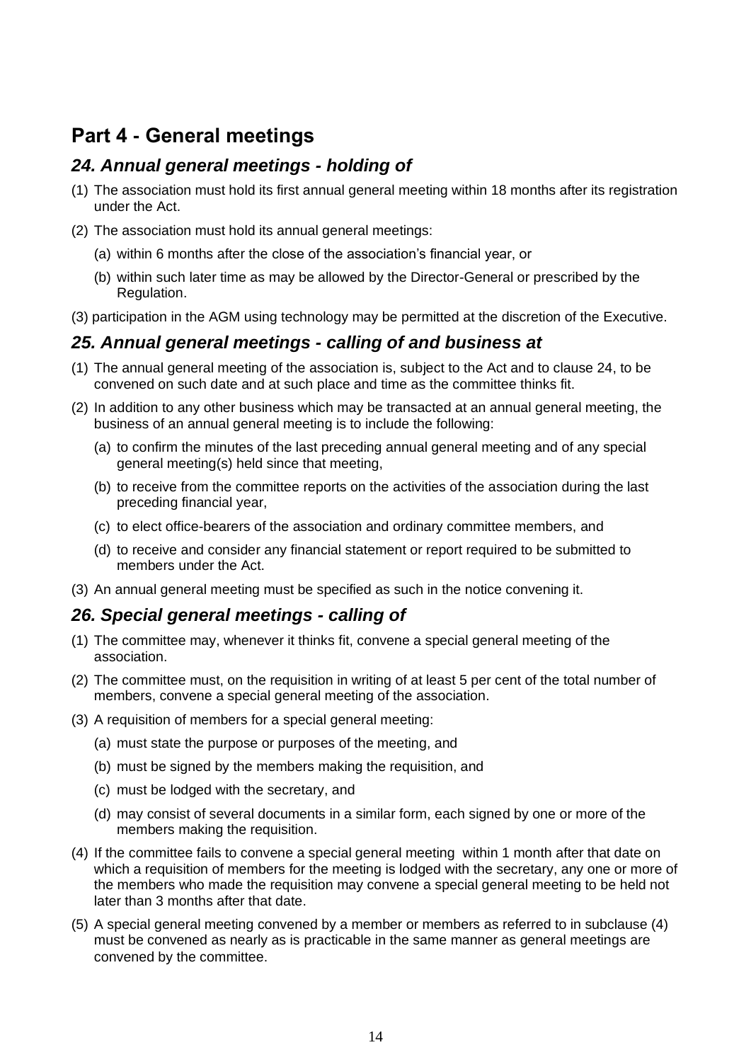## Part 4 - General meetings

### *24. Annual general meetings - holding of*

(1) The association must hold its first annual general meeting within 18 months after its registration under the Act.

(2) The association must hold its annual general meetings:

  (a) within 6 months after the close of the association's financial year, or

  (b) within such later time as may be allowed by the Director-General or prescribed by the Regulation.

(3) participation in the AGM using technology may be permitted at the discretion of the Executive.

### *25. Annual general meetings - calling of and business at*

(1) The annual general meeting of the association is, subject to the Act and to clause 24, to be convened on such date and at such place and time as the committee thinks fit.

(2) In addition to any other business which may be transacted at an annual general meeting, the business of an annual general meeting is to include the following:

  (a) to confirm the minutes of the last preceding annual general meeting and of any special general meeting(s) held since that meeting,

  (b) to receive from the committee reports on the activities of the association during the last preceding financial year,

  (c) to elect office-bearers of the association and ordinary committee members, and

  (d) to receive and consider any financial statement or report required to be submitted to members under the Act.

(3) An annual general meeting must be specified as such in the notice convening it.

### *26. Special general meetings - calling of*

(1) The committee may, whenever it thinks fit, convene a special general meeting of the association.

(2) The committee must, on the requisition in writing of at least 5 per cent of the total number of members, convene a special general meeting of the association.

(3) A requisition of members for a special general meeting:

  (a) must state the purpose or purposes of the meeting, and

  (b) must be signed by the members making the requisition, and

  (c) must be lodged with the secretary, and

  (d) may consist of several documents in a similar form, each signed by one or more of the members making the requisition.

(4) If the committee fails to convene a special general meeting within 1 month after that date on which a requisition of members for the meeting is lodged with the secretary, any one or more of the members who made the requisition may convene a special general meeting to be held not later than 3 months after that date.

(5) A special general meeting convened by a member or members as referred to in subclause (4) must be convened as nearly as is practicable in the same manner as general meetings are convened by the committee.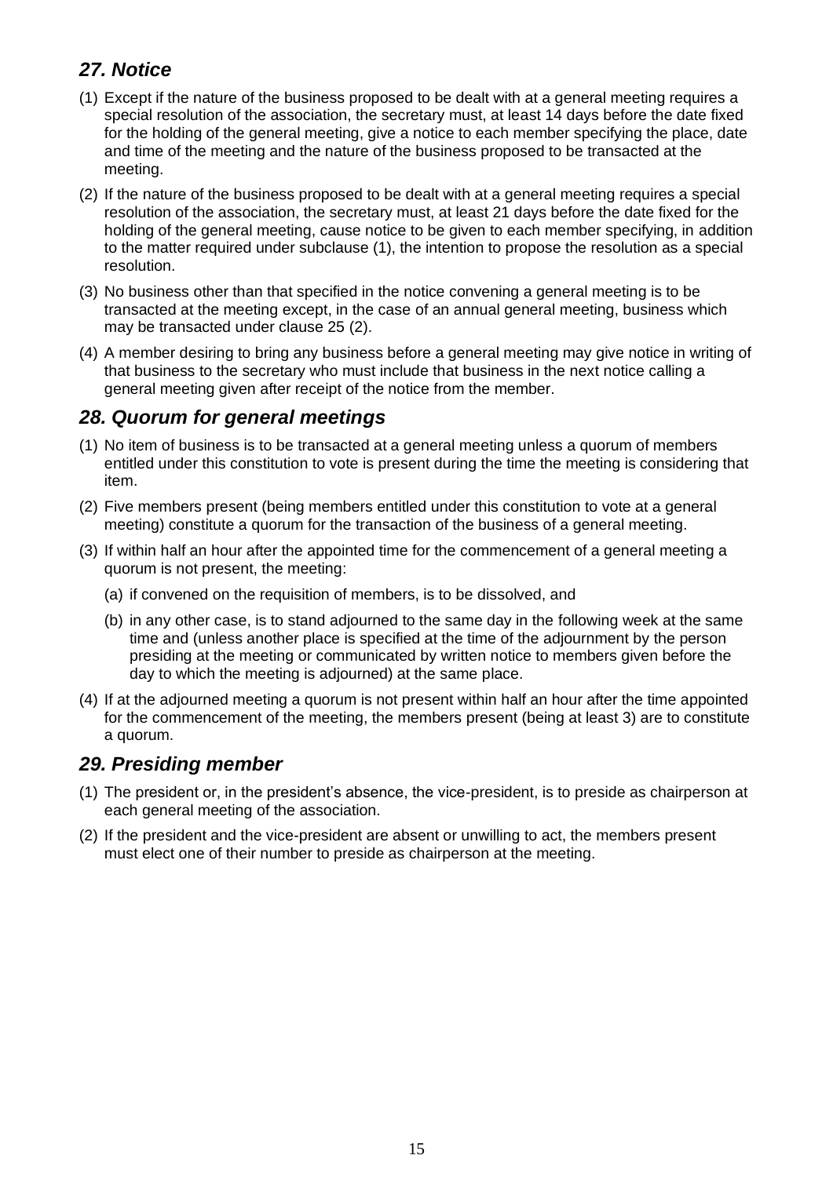## *27. Notice*

(1) Except if the nature of the business proposed to be dealt with at a general meeting requires a special resolution of the association, the secretary must, at least 14 days before the date fixed for the holding of the general meeting, give a notice to each member specifying the place, date and time of the meeting and the nature of the business proposed to be transacted at the meeting.

(2) If the nature of the business proposed to be dealt with at a general meeting requires a special resolution of the association, the secretary must, at least 21 days before the date fixed for the holding of the general meeting, cause notice to be given to each member specifying, in addition to the matter required under subclause (1), the intention to propose the resolution as a special resolution.

(3) No business other than that specified in the notice convening a general meeting is to be transacted at the meeting except, in the case of an annual general meeting, business which may be transacted under clause 25 (2).

(4) A member desiring to bring any business before a general meeting may give notice in writing of that business to the secretary who must include that business in the next notice calling a general meeting given after receipt of the notice from the member.

## *28. Quorum for general meetings*

(1) No item of business is to be transacted at a general meeting unless a quorum of members entitled under this constitution to vote is present during the time the meeting is considering that item.

(2) Five members present (being members entitled under this constitution to vote at a general meeting) constitute a quorum for the transaction of the business of a general meeting.

(3) If within half an hour after the appointed time for the commencement of a general meeting a quorum is not present, the meeting:

   (a) if convened on the requisition of members, is to be dissolved, and

   (b) in any other case, is to stand adjourned to the same day in the following week at the same time and (unless another place is specified at the time of the adjournment by the person presiding at the meeting or communicated by written notice to members given before the day to which the meeting is adjourned) at the same place.

(4) If at the adjourned meeting a quorum is not present within half an hour after the time appointed for the commencement of the meeting, the members present (being at least 3) are to constitute a quorum.

## *29. Presiding member*

(1) The president or, in the president's absence, the vice-president, is to preside as chairperson at each general meeting of the association.

(2) If the president and the vice-president are absent or unwilling to act, the members present must elect one of their number to preside as chairperson at the meeting.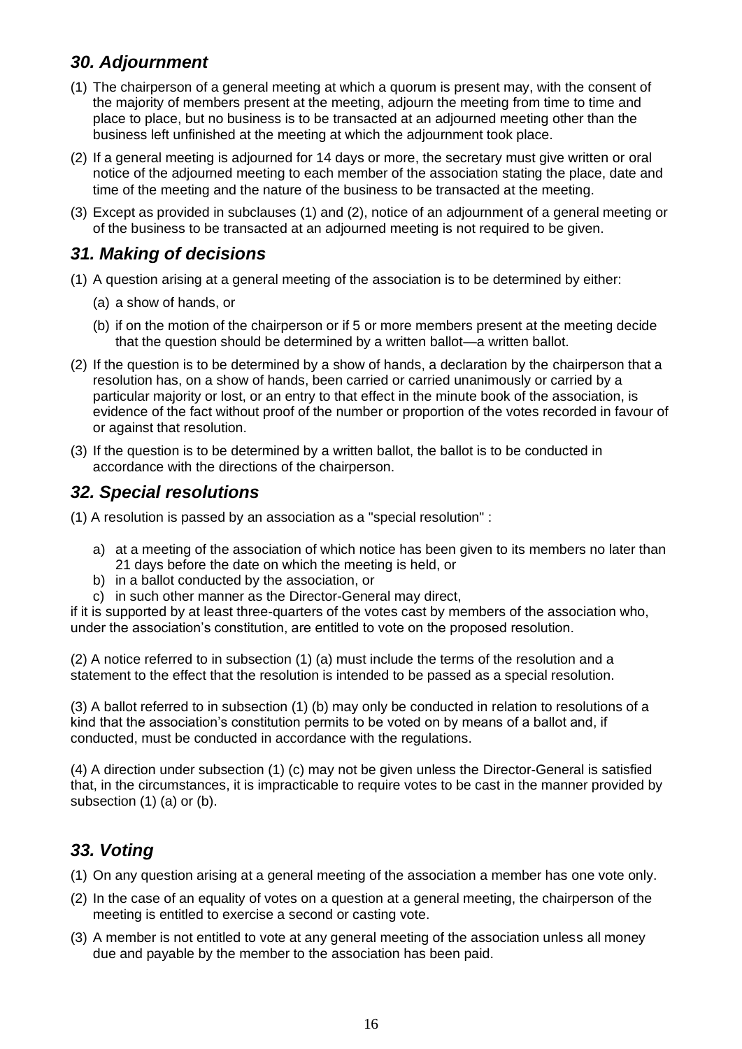## *30. Adjournment*

(1) The chairperson of a general meeting at which a quorum is present may, with the consent of the majority of members present at the meeting, adjourn the meeting from time to time and place to place, but no business is to be transacted at an adjourned meeting other than the business left unfinished at the meeting at which the adjournment took place.

(2) If a general meeting is adjourned for 14 days or more, the secretary must give written or oral notice of the adjourned meeting to each member of the association stating the place, date and time of the meeting and the nature of the business to be transacted at the meeting.

(3) Except as provided in subclauses (1) and (2), notice of an adjournment of a general meeting or of the business to be transacted at an adjourned meeting is not required to be given.

## *31. Making of decisions*

(1) A question arising at a general meeting of the association is to be determined by either:

(a) a show of hands, or

(b) if on the motion of the chairperson or if 5 or more members present at the meeting decide that the question should be determined by a written ballot—a written ballot.

(2) If the question is to be determined by a show of hands, a declaration by the chairperson that a resolution has, on a show of hands, been carried or carried unanimously or carried by a particular majority or lost, or an entry to that effect in the minute book of the association, is evidence of the fact without proof of the number or proportion of the votes recorded in favour of or against that resolution.

(3) If the question is to be determined by a written ballot, the ballot is to be conducted in accordance with the directions of the chairperson.

## *32. Special resolutions*

(1) A resolution is passed by an association as a "special resolution" :

a) at a meeting of the association of which notice has been given to its members no later than 21 days before the date on which the meeting is held, or
b) in a ballot conducted by the association, or
c) in such other manner as the Director-General may direct,

if it is supported by at least three-quarters of the votes cast by members of the association who, under the association's constitution, are entitled to vote on the proposed resolution.

(2) A notice referred to in subsection (1) (a) must include the terms of the resolution and a statement to the effect that the resolution is intended to be passed as a special resolution.

(3) A ballot referred to in subsection (1) (b) may only be conducted in relation to resolutions of a kind that the association's constitution permits to be voted on by means of a ballot and, if conducted, must be conducted in accordance with the regulations.

(4) A direction under subsection (1) (c) may not be given unless the Director-General is satisfied that, in the circumstances, it is impracticable to require votes to be cast in the manner provided by subsection (1) (a) or (b).

## *33. Voting*

(1) On any question arising at a general meeting of the association a member has one vote only.

(2) In the case of an equality of votes on a question at a general meeting, the chairperson of the meeting is entitled to exercise a second or casting vote.

(3) A member is not entitled to vote at any general meeting of the association unless all money due and payable by the member to the association has been paid.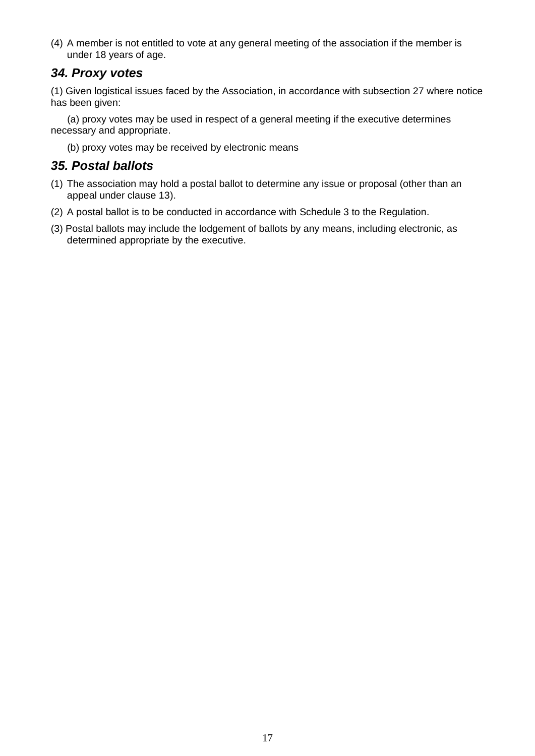(4) A member is not entitled to vote at any general meeting of the association if the member is under 18 years of age.

## *34. Proxy votes*

(1) Given logistical issues faced by the Association, in accordance with subsection 27 where notice has been given:

(a) proxy votes may be used in respect of a general meeting if the executive determines necessary and appropriate.

(b) proxy votes may be received by electronic means

## *35. Postal ballots*

(1) The association may hold a postal ballot to determine any issue or proposal (other than an appeal under clause 13).

(2) A postal ballot is to be conducted in accordance with Schedule 3 to the Regulation.

(3) Postal ballots may include the lodgement of ballots by any means, including electronic, as determined appropriate by the executive.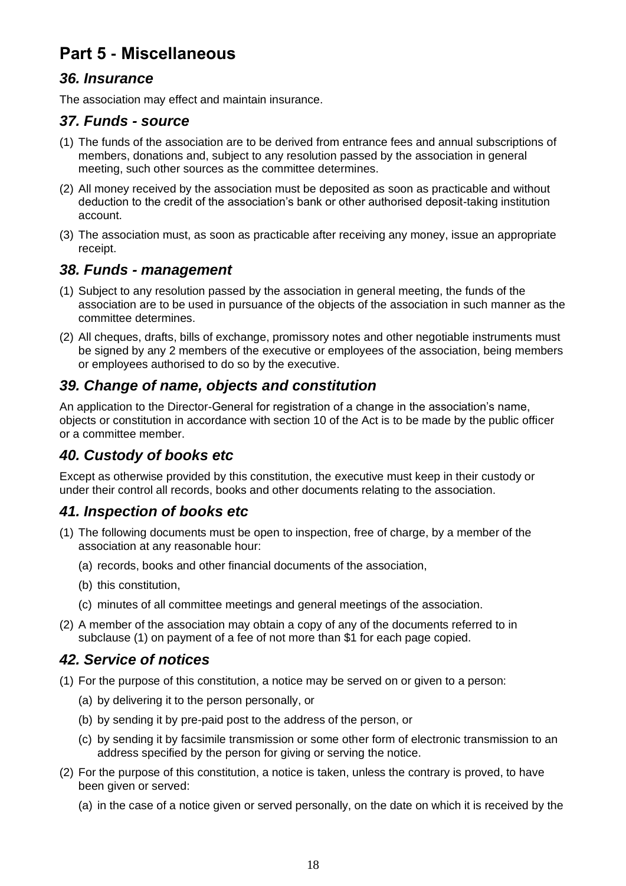# Part 5 - Miscellaneous

## *36. Insurance*

The association may effect and maintain insurance.

## *37. Funds - source*

(1) The funds of the association are to be derived from entrance fees and annual subscriptions of members, donations and, subject to any resolution passed by the association in general meeting, such other sources as the committee determines.

(2) All money received by the association must be deposited as soon as practicable and without deduction to the credit of the association's bank or other authorised deposit-taking institution account.

(3) The association must, as soon as practicable after receiving any money, issue an appropriate receipt.

## *38. Funds - management*

(1) Subject to any resolution passed by the association in general meeting, the funds of the association are to be used in pursuance of the objects of the association in such manner as the committee determines.

(2) All cheques, drafts, bills of exchange, promissory notes and other negotiable instruments must be signed by any 2 members of the executive or employees of the association, being members or employees authorised to do so by the executive.

## *39. Change of name, objects and constitution*

An application to the Director-General for registration of a change in the association's name, objects or constitution in accordance with section 10 of the Act is to be made by the public officer or a committee member.

## *40. Custody of books etc*

Except as otherwise provided by this constitution, the executive must keep in their custody or under their control all records, books and other documents relating to the association.

## *41. Inspection of books etc*

(1) The following documents must be open to inspection, free of charge, by a member of the association at any reasonable hour:

   (a) records, books and other financial documents of the association,

   (b) this constitution,

   (c) minutes of all committee meetings and general meetings of the association.

(2) A member of the association may obtain a copy of any of the documents referred to in subclause (1) on payment of a fee of not more than $1 for each page copied.

## *42. Service of notices*

(1) For the purpose of this constitution, a notice may be served on or given to a person:

   (a) by delivering it to the person personally, or

   (b) by sending it by pre-paid post to the address of the person, or

   (c) by sending it by facsimile transmission or some other form of electronic transmission to an address specified by the person for giving or serving the notice.

(2) For the purpose of this constitution, a notice is taken, unless the contrary is proved, to have been given or served:

   (a) in the case of a notice given or served personally, on the date on which it is received by the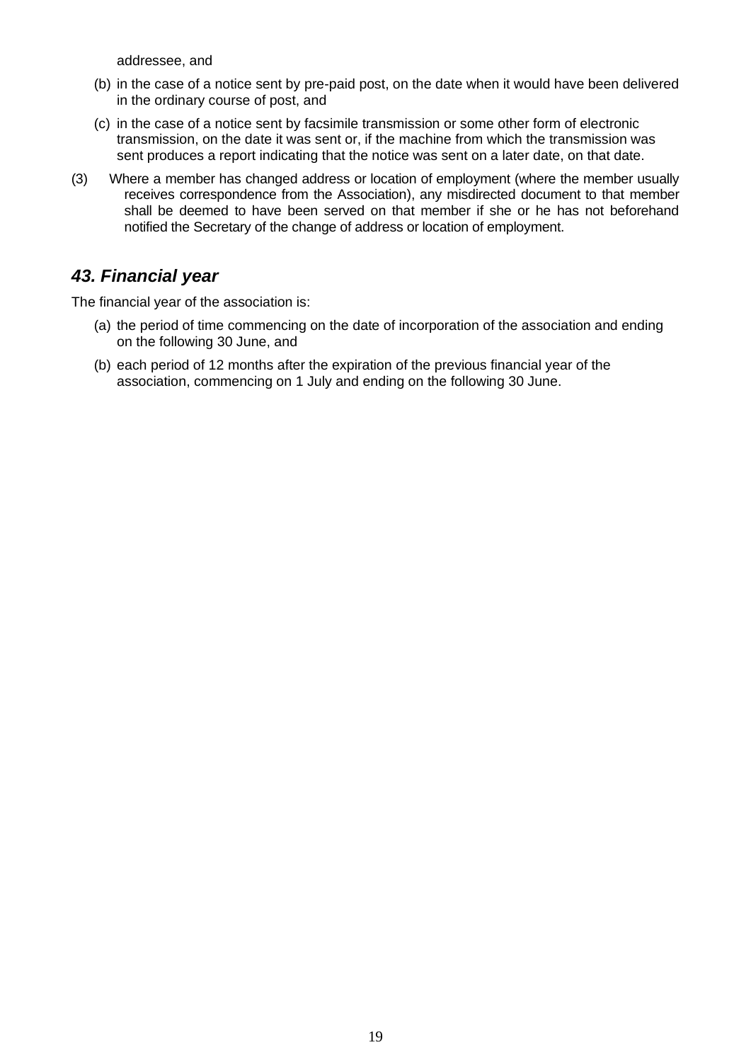addressee, and

(b) in the case of a notice sent by pre-paid post, on the date when it would have been delivered in the ordinary course of post, and

(c) in the case of a notice sent by facsimile transmission or some other form of electronic transmission, on the date it was sent or, if the machine from which the transmission was sent produces a report indicating that the notice was sent on a later date, on that date.

(3) Where a member has changed address or location of employment (where the member usually receives correspondence from the Association), any misdirected document to that member shall be deemed to have been served on that member if she or he has not beforehand notified the Secretary of the change of address or location of employment.

## *43. Financial year*

The financial year of the association is:

(a) the period of time commencing on the date of incorporation of the association and ending on the following 30 June, and

(b) each period of 12 months after the expiration of the previous financial year of the association, commencing on 1 July and ending on the following 30 June.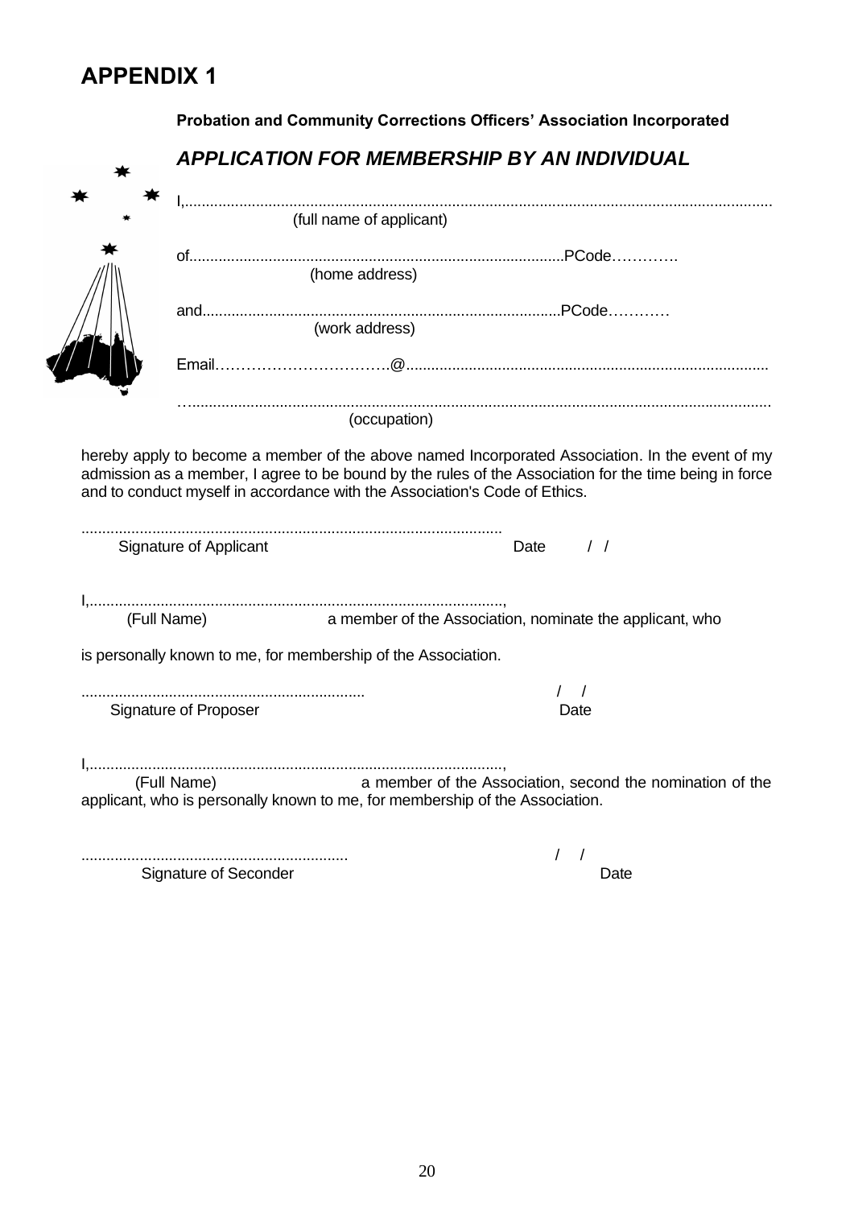# APPENDIX 1

**Probation and Community Corrections Officers' Association Incorporated**

## *APPLICATION FOR MEMBERSHIP BY AN INDIVIDUAL*

I,..........................................................................................................................................
(full name of applicant)

of..........................................................................................PCode………….
(home address)

and.....................................................................................PCode…………
(work address)

Email……………………………@.......................................................................................

…..........................................................................................................................................
(occupation)

hereby apply to become a member of the above named Incorporated Association. In the event of my admission as a member, I agree to be bound by the rules of the Association for the time being in force and to conduct myself in accordance with the Association's Code of Ethics.

....................................................................................................
Signature of Applicant Date / /

I,...................................................................................................,
(Full Name) a member of the Association, nominate the applicant, who

is personally known to me, for membership of the Association.

.................................................................... / /
Signature of Proposer Date

I,...................................................................................................,
(Full Name) a member of the Association, second the nomination of the applicant, who is personally known to me, for membership of the Association.

................................................................ / /
Signature of Seconder Date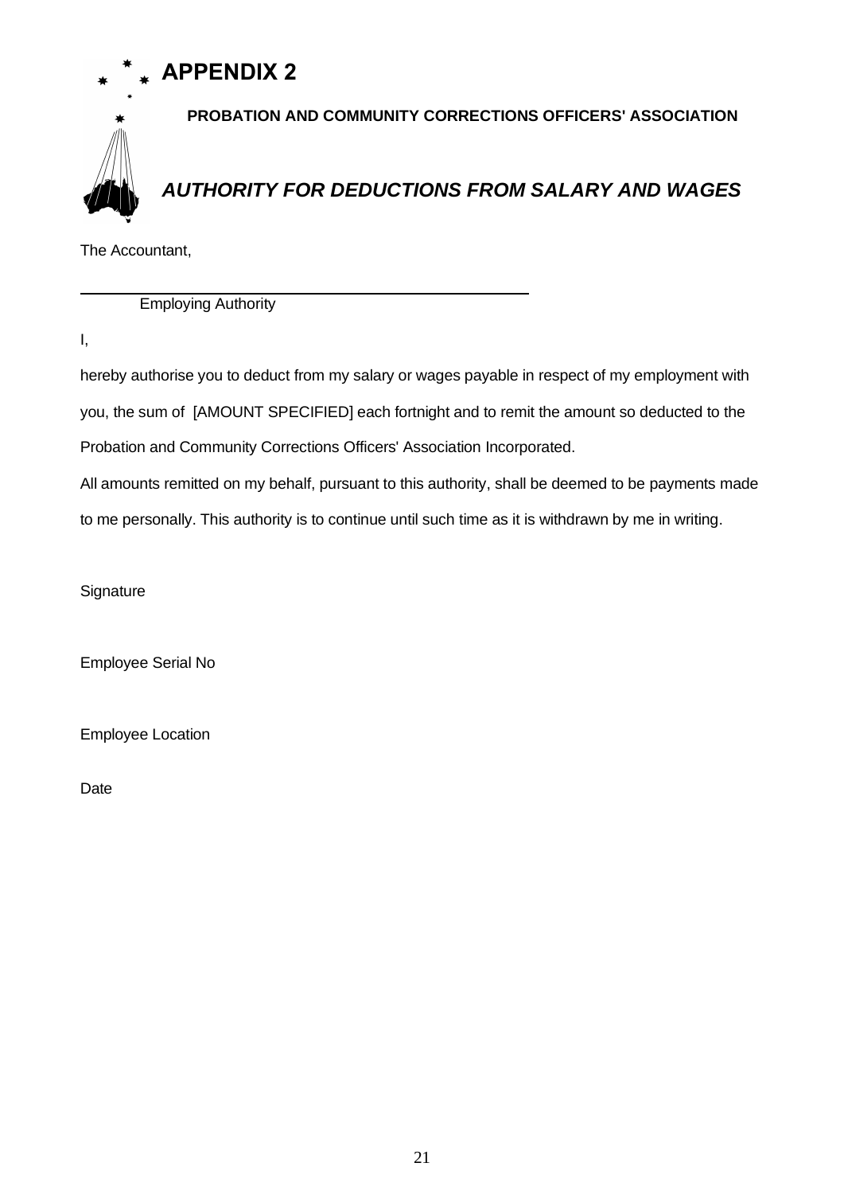# APPENDIX 2

**PROBATION AND COMMUNITY CORRECTIONS OFFICERS' ASSOCIATION**

## *AUTHORITY FOR DEDUCTIONS FROM SALARY AND WAGES*

The Accountant,

\_\_\_\_\_\_\_\_\_\_\_\_\_\_\_\_\_\_\_\_\_\_\_\_\_\_\_\_\_\_\_\_\_\_\_\_\_\_\_\_\_\_\_\_

Employing Authority

I,

hereby authorise you to deduct from my salary or wages payable in respect of my employment with you, the sum of [AMOUNT SPECIFIED] each fortnight and to remit the amount so deducted to the Probation and Community Corrections Officers' Association Incorporated.

All amounts remitted on my behalf, pursuant to this authority, shall be deemed to be payments made to me personally. This authority is to continue until such time as it is withdrawn by me in writing.

Signature

Employee Serial No

Employee Location

Date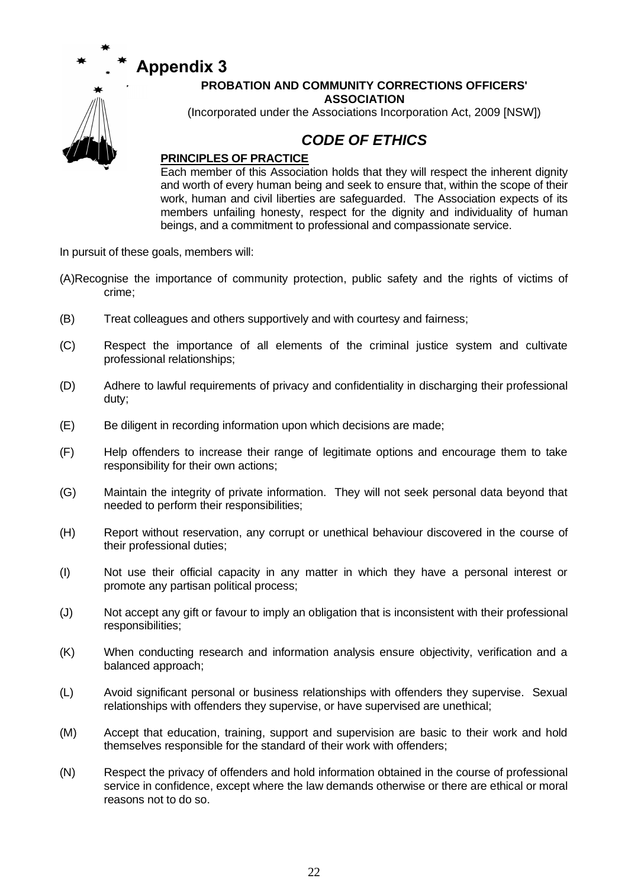# Appendix 3

**PROBATION AND COMMUNITY CORRECTIONS OFFICERS' ASSOCIATION**

(Incorporated under the Associations Incorporation Act, 2009 [NSW])

## *CODE OF ETHICS*

**PRINCIPLES OF PRACTICE**

Each member of this Association holds that they will respect the inherent dignity and worth of every human being and seek to ensure that, within the scope of their work, human and civil liberties are safeguarded. The Association expects of its members unfailing honesty, respect for the dignity and individuality of human beings, and a commitment to professional and compassionate service.

In pursuit of these goals, members will:

(A) Recognise the importance of community protection, public safety and the rights of victims of crime;

(B) Treat colleagues and others supportively and with courtesy and fairness;

(C) Respect the importance of all elements of the criminal justice system and cultivate professional relationships;

(D) Adhere to lawful requirements of privacy and confidentiality in discharging their professional duty;

(E) Be diligent in recording information upon which decisions are made;

(F) Help offenders to increase their range of legitimate options and encourage them to take responsibility for their own actions;

(G) Maintain the integrity of private information. They will not seek personal data beyond that needed to perform their responsibilities;

(H) Report without reservation, any corrupt or unethical behaviour discovered in the course of their professional duties;

(I) Not use their official capacity in any matter in which they have a personal interest or promote any partisan political process;

(J) Not accept any gift or favour to imply an obligation that is inconsistent with their professional responsibilities;

(K) When conducting research and information analysis ensure objectivity, verification and a balanced approach;

(L) Avoid significant personal or business relationships with offenders they supervise. Sexual relationships with offenders they supervise, or have supervised are unethical;

(M) Accept that education, training, support and supervision are basic to their work and hold themselves responsible for the standard of their work with offenders;

(N) Respect the privacy of offenders and hold information obtained in the course of professional service in confidence, except where the law demands otherwise or there are ethical or moral reasons not to do so.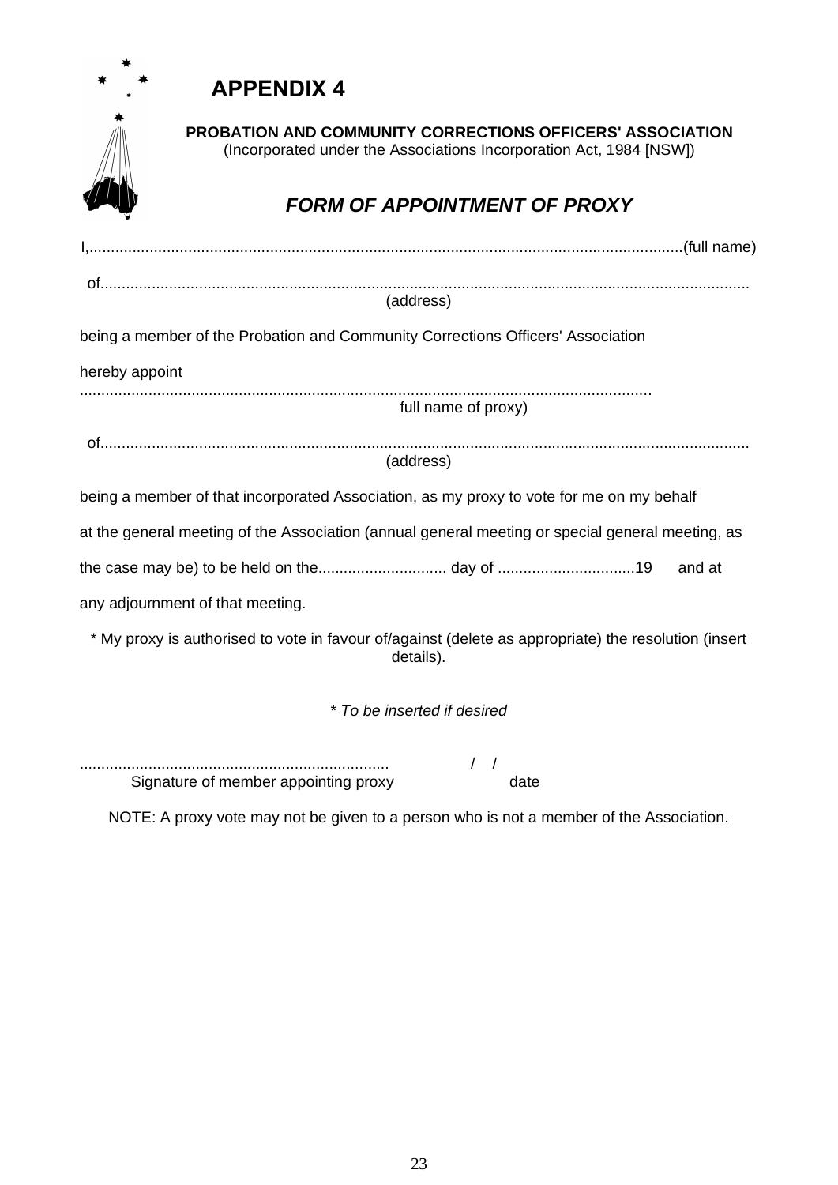# APPENDIX 4

**PROBATION AND COMMUNITY CORRECTIONS OFFICERS' ASSOCIATION**
(Incorporated under the Associations Incorporation Act, 1984 [NSW])

## *FORM OF APPOINTMENT OF PROXY*

I,..........................................................................................................................................(full name)

of.......................................................................................................................................................
(address)

being a member of the Probation and Community Corrections Officers' Association

hereby appoint

.....................................................................................................................................
full name of proxy)

of.......................................................................................................................................................
(address)

being a member of that incorporated Association, as my proxy to vote for me on my behalf

at the general meeting of the Association (annual general meeting or special general meeting, as

the case may be) to be held on the.............................. day of ................................19 and at

any adjournment of that meeting.

* My proxy is authorised to vote in favour of/against (delete as appropriate) the resolution (insert details).

*\* To be inserted if desired*

....................................................................... / /
Signature of member appointing proxy date

NOTE: A proxy vote may not be given to a person who is not a member of the Association.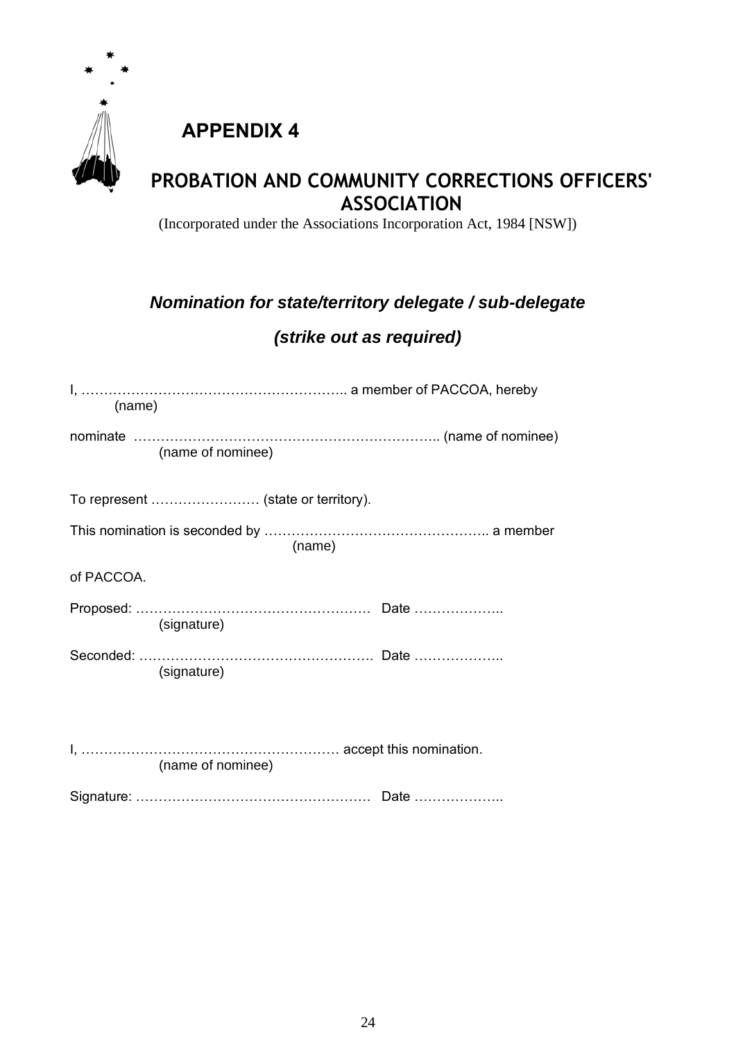# APPENDIX 4

## PROBATION AND COMMUNITY CORRECTIONS OFFICERS' ASSOCIATION

(Incorporated under the Associations Incorporation Act, 1984 [NSW])

***Nomination for state/territory delegate / sub-delegate***

***(strike out as required)***

I, ………………………………………………….. a member of PACCOA, hereby
(name)

nominate ………………………………………………………….. (name of nominee)
(name of nominee)

To represent …………………… (state or territory).

This nomination is seconded by ………………………………………….. a member
(name)

of PACCOA.

Proposed: ……………………………………………. Date ………………..
(signature)

Seconded: ……………………………………………. Date ………………..
(signature)

I, ………………………………………………… accept this nomination.
(name of nominee)

Signature: ……………………………………………. Date ………………..